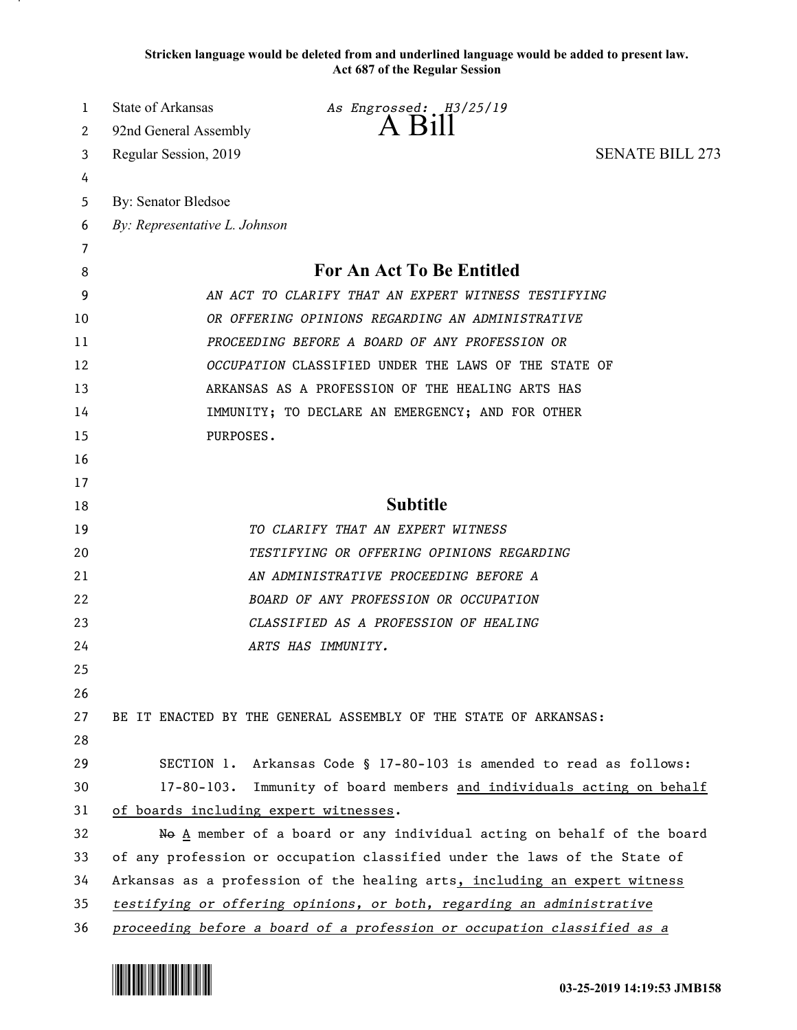Stricken language would be deleted from and underlined language would be added to present law.
Act 687 of the Regular Session

State of Arkansas *As Engrossed: H3/25/19*
92nd General Assembly
# A Bill
Regular Session, 2019 SENATE BILL 273

By: Senator Bledsoe
*By: Representative L. Johnson*

## For An Act To Be Entitled

*AN ACT TO CLARIFY THAT AN EXPERT WITNESS TESTIFYING OR OFFERING OPINIONS REGARDING AN ADMINISTRATIVE PROCEEDING BEFORE A BOARD OF ANY PROFESSION OR OCCUPATION* CLASSIFIED UNDER THE LAWS OF THE STATE OF ARKANSAS AS A PROFESSION OF THE HEALING ARTS HAS IMMUNITY; TO DECLARE AN EMERGENCY; AND FOR OTHER PURPOSES.

## Subtitle

*TO CLARIFY THAT AN EXPERT WITNESS TESTIFYING OR OFFERING OPINIONS REGARDING AN ADMINISTRATIVE PROCEEDING BEFORE A BOARD OF ANY PROFESSION OR OCCUPATION CLASSIFIED AS A PROFESSION OF HEALING ARTS HAS IMMUNITY.*

BE IT ENACTED BY THE GENERAL ASSEMBLY OF THE STATE OF ARKANSAS:

SECTION 1. Arkansas Code § 17-80-103 is amended to read as follows:

17-80-103. Immunity of board members <u>and individuals acting on behalf of boards including expert witnesses</u>.

~~No~~ <u>A</u> member of a board or any individual acting on behalf of the board of any profession or occupation classified under the laws of the State of Arkansas as a profession of the healing arts<u>, including an expert witness</u> <u>*testifying or offering opinions, or both, regarding an administrative proceeding before a board of a profession or occupation classified as a*</u>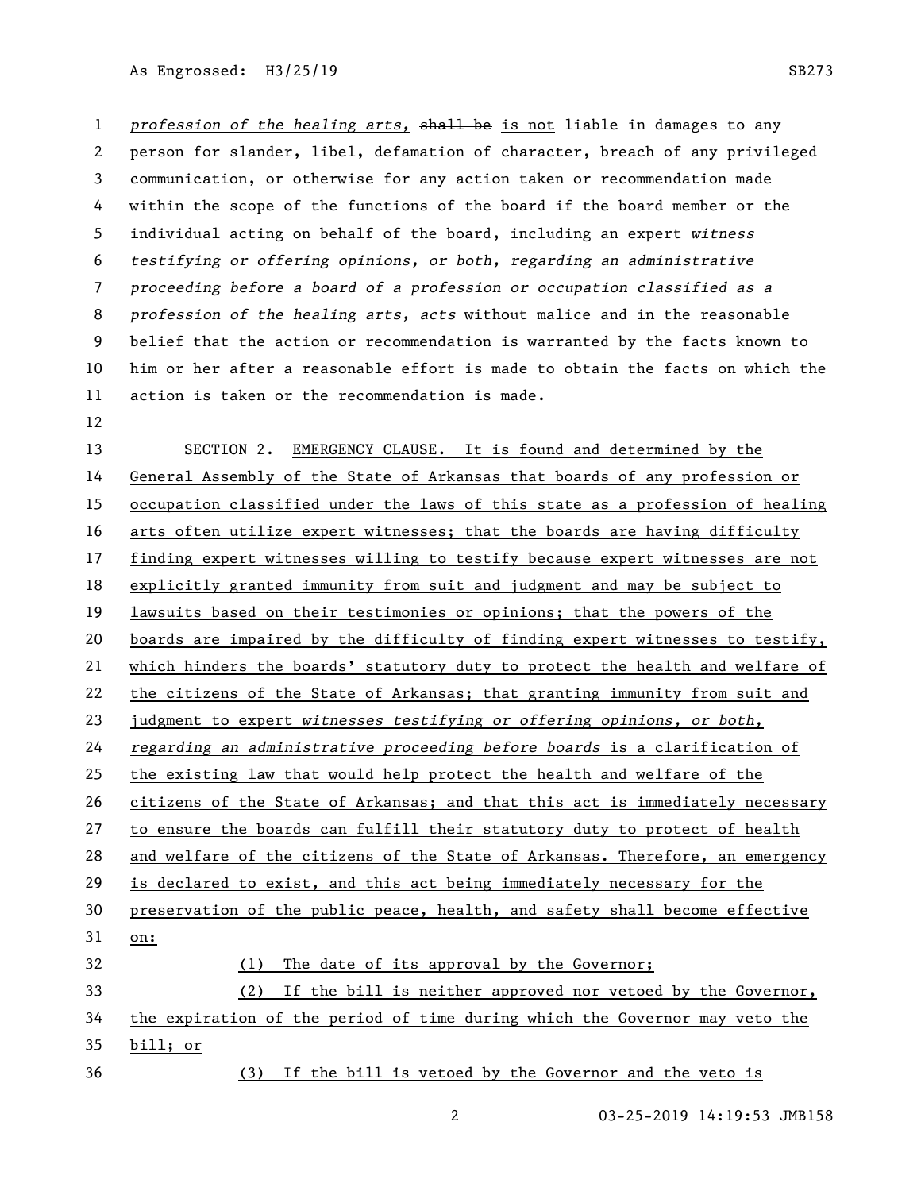*profession of the healing arts,* ~~shall be~~ is not liable in damages to any person for slander, libel, defamation of character, breach of any privileged communication, or otherwise for any action taken or recommendation made within the scope of the functions of the board if the board member or the individual acting on behalf of the board, *including an expert witness testifying or offering opinions, or both, regarding an administrative proceeding before a board of a profession or occupation classified as a profession of the healing arts, acts* without malice and in the reasonable belief that the action or recommendation is warranted by the facts known to him or her after a reasonable effort is made to obtain the facts on which the action is taken or the recommendation is made.

SECTION 2. EMERGENCY CLAUSE. It is found and determined by the General Assembly of the State of Arkansas that boards of any profession or occupation classified under the laws of this state as a profession of healing arts often utilize expert witnesses; that the boards are having difficulty finding expert witnesses willing to testify because expert witnesses are not explicitly granted immunity from suit and judgment and may be subject to lawsuits based on their testimonies or opinions; that the powers of the boards are impaired by the difficulty of finding expert witnesses to testify, which hinders the boards' statutory duty to protect the health and welfare of the citizens of the State of Arkansas; that granting immunity from suit and judgment to expert *witnesses testifying or offering opinions, or both, regarding an administrative proceeding before boards* is a clarification of the existing law that would help protect the health and welfare of the citizens of the State of Arkansas; and that this act is immediately necessary to ensure the boards can fulfill their statutory duty to protect of health and welfare of the citizens of the State of Arkansas. Therefore, an emergency is declared to exist, and this act being immediately necessary for the preservation of the public peace, health, and safety shall become effective on:

(1) The date of its approval by the Governor;

(2) If the bill is neither approved nor vetoed by the Governor, the expiration of the period of time during which the Governor may veto the bill; or

(3) If the bill is vetoed by the Governor and the veto is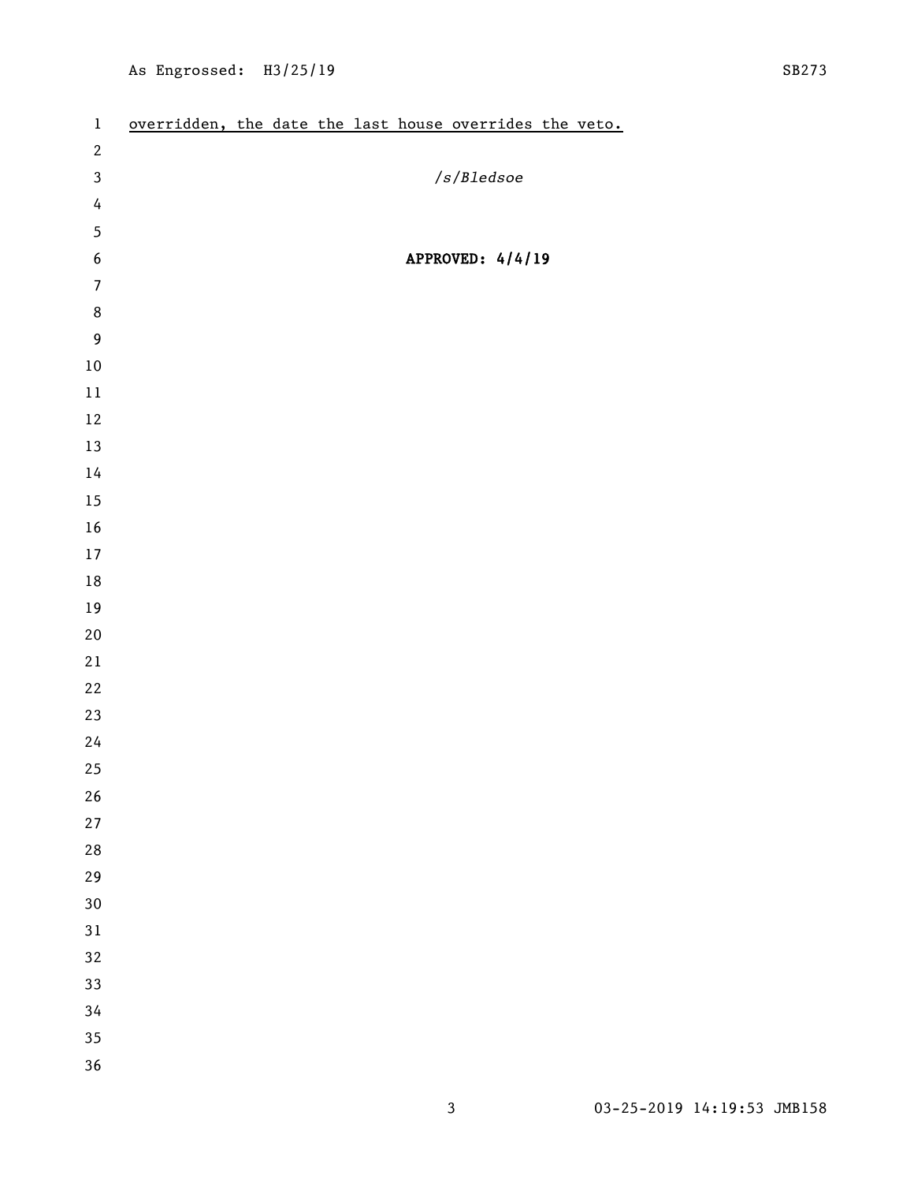<u>overridden, the date the last house overrides the veto.</u>

*/s/Bledsoe*

**APPROVED: 4/4/19**